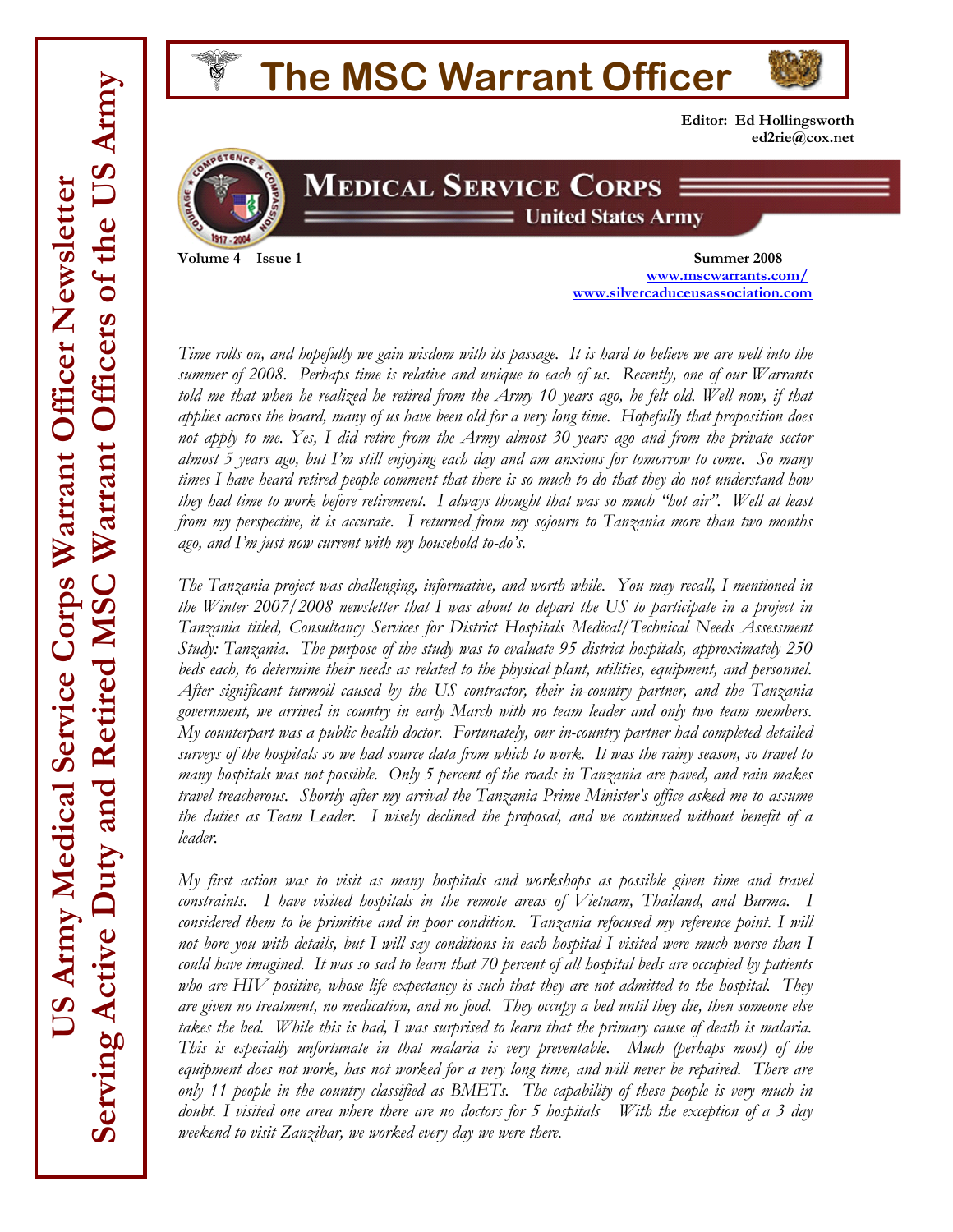# The MSC Warrant Officer

**Editor: Ed Hollingsworth**
**ed2rie@cox.net**

**MEDICAL SERVICE CORPS**
**United States Army**

**Volume 4 Issue 1** **Summer 2008**

[www.mscwarrants.com/](http://www.mscwarrants.com/)
[www.silvercaduceusassociation.com](http://www.silvercaduceusassociation.com)

**US Army Medical Service Corps Warrant Officer Newsletter**
**Serving Active Duty and Retired MSC Warrant Officers of the US Army**

*Time rolls on, and hopefully we gain wisdom with its passage. It is hard to believe we are well into the summer of 2008. Perhaps time is relative and unique to each of us. Recently, one of our Warrants told me that when he realized he retired from the Army 10 years ago, he felt old. Well now, if that applies across the board, many of us have been old for a very long time. Hopefully that proposition does not apply to me. Yes, I did retire from the Army almost 30 years ago and from the private sector almost 5 years ago, but I'm still enjoying each day and am anxious for tomorrow to come. So many times I have heard retired people comment that there is so much to do that they do not understand how they had time to work before retirement. I always thought that was so much "hot air". Well at least from my perspective, it is accurate. I returned from my sojourn to Tanzania more than two months ago, and I'm just now current with my household to-do's.*

*The Tanzania project was challenging, informative, and worth while. You may recall, I mentioned in the Winter 2007/2008 newsletter that I was about to depart the US to participate in a project in Tanzania titled, Consultancy Services for District Hospitals Medical/Technical Needs Assessment Study: Tanzania. The purpose of the study was to evaluate 95 district hospitals, approximately 250 beds each, to determine their needs as related to the physical plant, utilities, equipment, and personnel. After significant turmoil caused by the US contractor, their in-country partner, and the Tanzania government, we arrived in country in early March with no team leader and only two team members. My counterpart was a public health doctor. Fortunately, our in-country partner had completed detailed surveys of the hospitals so we had source data from which to work. It was the rainy season, so travel to many hospitals was not possible. Only 5 percent of the roads in Tanzania are paved, and rain makes travel treacherous. Shortly after my arrival the Tanzania Prime Minister's office asked me to assume the duties as Team Leader. I wisely declined the proposal, and we continued without benefit of a leader.*

*My first action was to visit as many hospitals and workshops as possible given time and travel constraints. I have visited hospitals in the remote areas of Vietnam, Thailand, and Burma. I considered them to be primitive and in poor condition. Tanzania refocused my reference point. I will not bore you with details, but I will say conditions in each hospital I visited were much worse than I could have imagined. It was so sad to learn that 70 percent of all hospital beds are occupied by patients who are HIV positive, whose life expectancy is such that they are not admitted to the hospital. They are given no treatment, no medication, and no food. They occupy a bed until they die, then someone else takes the bed. While this is bad, I was surprised to learn that the primary cause of death is malaria. This is especially unfortunate in that malaria is very preventable. Much (perhaps most) of the equipment does not work, has not worked for a very long time, and will never be repaired. There are only 11 people in the country classified as BMETs. The capability of these people is very much in doubt. I visited one area where there are no doctors for 5 hospitals With the exception of a 3 day weekend to visit Zanzibar, we worked every day we were there.*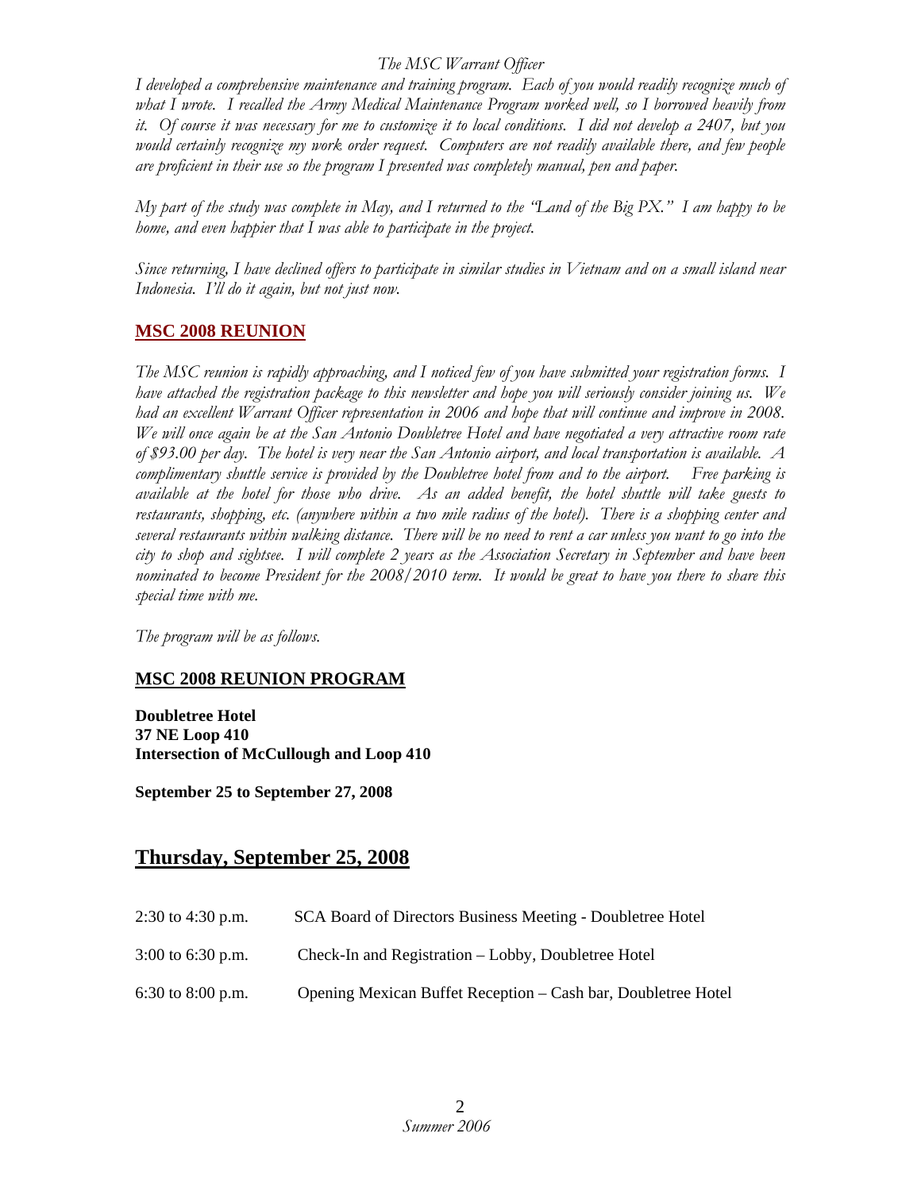*I developed a comprehensive maintenance and training program. Each of you would readily recognize much of what I wrote. I recalled the Army Medical Maintenance Program worked well, so I borrowed heavily from it. Of course it was necessary for me to customize it to local conditions. I did not develop a 2407, but you would certainly recognize my work order request. Computers are not readily available there, and few people are proficient in their use so the program I presented was completely manual, pen and paper.*

*My part of the study was complete in May, and I returned to the "Land of the Big PX." I am happy to be home, and even happier that I was able to participate in the project.*

*Since returning, I have declined offers to participate in similar studies in Vietnam and on a small island near Indonesia. I'll do it again, but not just now.*

## MSC 2008 REUNION

*The MSC reunion is rapidly approaching, and I noticed few of you have submitted your registration forms. I have attached the registration package to this newsletter and hope you will seriously consider joining us. We had an excellent Warrant Officer representation in 2006 and hope that will continue and improve in 2008. We will once again be at the San Antonio Doubletree Hotel and have negotiated a very attractive room rate of $93.00 per day. The hotel is very near the San Antonio airport, and local transportation is available. A complimentary shuttle service is provided by the Doubletree hotel from and to the airport. Free parking is available at the hotel for those who drive. As an added benefit, the hotel shuttle will take guests to restaurants, shopping, etc. (anywhere within a two mile radius of the hotel). There is a shopping center and several restaurants within walking distance. There will be no need to rent a car unless you want to go into the city to shop and sightsee. I will complete 2 years as the Association Secretary in September and have been nominated to become President for the 2008/2010 term. It would be great to have you there to share this special time with me.*

*The program will be as follows.*

## MSC 2008 REUNION PROGRAM

**Doubletree Hotel**
**37 NE Loop 410**
**Intersection of McCullough and Loop 410**

**September 25 to September 27, 2008**

# Thursday, September 25, 2008

| | |
|---|---|
| 2:30 to 4:30 p.m. | SCA Board of Directors Business Meeting - Doubletree Hotel |
| 3:00 to 6:30 p.m. | Check-In and Registration – Lobby, Doubletree Hotel |
| 6:30 to 8:00 p.m. | Opening Mexican Buffet Reception – Cash bar, Doubletree Hotel |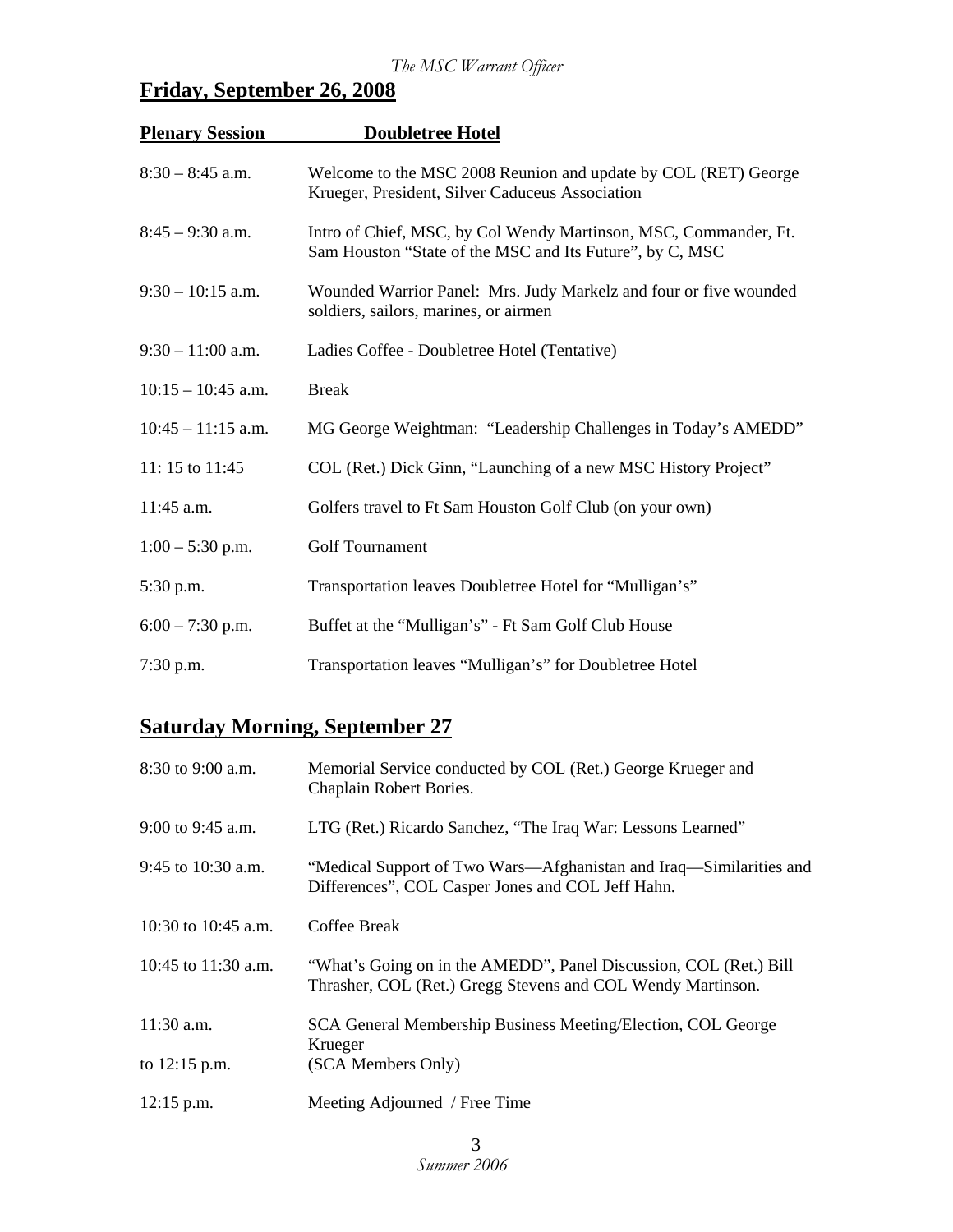## **Friday, September 26, 2008**

| **Plenary Session** | **Doubletree Hotel** |
|---|---|
| 8:30 – 8:45 a.m. | Welcome to the MSC 2008 Reunion and update by COL (RET) George Krueger, President, Silver Caduceus Association |
| 8:45 – 9:30 a.m. | Intro of Chief, MSC, by Col Wendy Martinson, MSC, Commander, Ft. Sam Houston "State of the MSC and Its Future", by C, MSC |
| 9:30 – 10:15 a.m. | Wounded Warrior Panel: Mrs. Judy Markelz and four or five wounded soldiers, sailors, marines, or airmen |
| 9:30 – 11:00 a.m. | Ladies Coffee - Doubletree Hotel (Tentative) |
| 10:15 – 10:45 a.m. | Break |
| 10:45 – 11:15 a.m. | MG George Weightman: "Leadership Challenges in Today's AMEDD" |
| 11: 15 to 11:45 | COL (Ret.) Dick Ginn, "Launching of a new MSC History Project" |
| 11:45 a.m. | Golfers travel to Ft Sam Houston Golf Club (on your own) |
| 1:00 – 5:30 p.m. | Golf Tournament |
| 5:30 p.m. | Transportation leaves Doubletree Hotel for "Mulligan's" |
| 6:00 – 7:30 p.m. | Buffet at the "Mulligan's" - Ft Sam Golf Club House |
| 7:30 p.m. | Transportation leaves "Mulligan's" for Doubletree Hotel |

## **Saturday Morning, September 27**

| | |
|---|---|
| 8:30 to 9:00 a.m. | Memorial Service conducted by COL (Ret.) George Krueger and Chaplain Robert Bories. |
| 9:00 to 9:45 a.m. | LTG (Ret.) Ricardo Sanchez, "The Iraq War: Lessons Learned" |
| 9:45 to 10:30 a.m. | "Medical Support of Two Wars—Afghanistan and Iraq—Similarities and Differences", COL Casper Jones and COL Jeff Hahn. |
| 10:30 to 10:45 a.m. | Coffee Break |
| 10:45 to 11:30 a.m. | "What's Going on in the AMEDD", Panel Discussion, COL (Ret.) Bill Thrasher, COL (Ret.) Gregg Stevens and COL Wendy Martinson. |
| 11:30 a.m. to 12:15 p.m. | SCA General Membership Business Meeting/Election, COL George Krueger (SCA Members Only) |
| 12:15 p.m. | Meeting Adjourned / Free Time |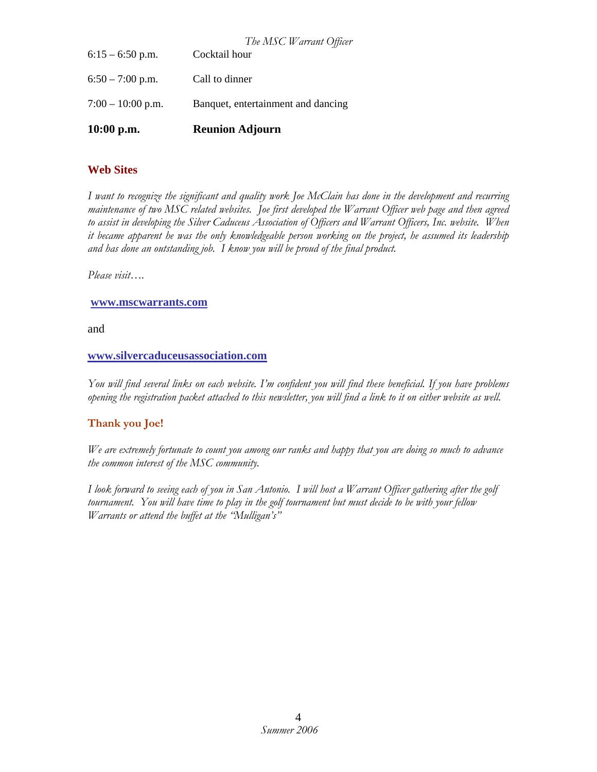| | |
|---|---|
| 6:15 – 6:50 p.m. | Cocktail hour |
| 6:50 – 7:00 p.m. | Call to dinner |
| 7:00 – 10:00 p.m. | Banquet, entertainment and dancing |
| **10:00 p.m.** | **Reunion Adjourn** |

## Web Sites

*I want to recognize the significant and quality work Joe McClain has done in the development and recurring maintenance of two MSC related websites. Joe first developed the Warrant Officer web page and then agreed to assist in developing the Silver Caduceus Association of Officers and Warrant Officers, Inc. website. When it became apparent he was the only knowledgeable person working on the project, he assumed its leadership and has done an outstanding job. I know you will be proud of the final product.*

*Please visit….*

**www.mscwarrants.com**

and

**www.silvercaduceusassociation.com**

*You will find several links on each website. I'm confident you will find these beneficial. If you have problems opening the registration packet attached to this newsletter, you will find a link to it on either website as well.*

## Thank you Joe!

*We are extremely fortunate to count you among our ranks and happy that you are doing so much to advance the common interest of the MSC community.*

*I look forward to seeing each of you in San Antonio. I will host a Warrant Officer gathering after the golf tournament. You will have time to play in the golf tournament but must decide to be with your fellow Warrants or attend the buffet at the "Mulligan's"*